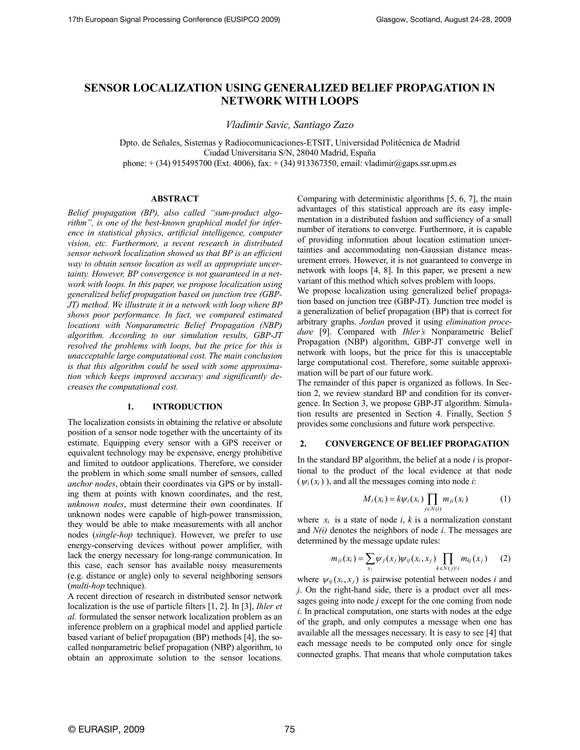# SENSOR LOCALIZATION USING GENERALIZED BELIEF PROPAGATION IN NETWORK WITH LOOPS

*Vladimir Savic, Santiago Zazo*

Dpto. de Señales, Sistemas y Radiocomunicaciones-ETSIT, Universidad Politécnica de Madrid
Ciudad Universitaria S/N, 28040 Madrid, España
phone: + (34) 915495700 (Ext. 4006), fax: + (34) 913367350, email: vladimir@gaps.ssr.upm.es

## ABSTRACT

*Belief propagation (BP), also called "sum-product algorithm", is one of the best-known graphical model for inference in statistical physics, artificial intelligence, computer vision, etc. Furthermore, a recent research in distributed sensor network localization showed us that BP is an efficient way to obtain sensor location as well as appropriate uncertainty. However, BP convergence is not guaranteed in a network with loops. In this paper, we propose localization using generalized belief propagation based on junction tree (GBP-JT) method. We illustrate it in a network with loop where BP shows poor performance. In fact, we compared estimated locations with Nonparametric Belief Propagation (NBP) algorithm. According to our simulation results, GBP-JT resolved the problems with loops, but the price for this is unacceptable large computational cost. The main conclusion is that this algorithm could be used with some approximation which keeps improved accuracy and significantly decreases the computational cost.*

## 1. INTRODUCTION

The localization consists in obtaining the relative or absolute position of a sensor node together with the uncertainty of its estimate. Equipping every sensor with a GPS receiver or equivalent technology may be expensive, energy prohibitive and limited to outdoor applications. Therefore, we consider the problem in which some small number of sensors, called *anchor nodes*, obtain their coordinates via GPS or by installing them at points with known coordinates, and the rest, *unknown nodes*, must determine their own coordinates. If unknown nodes were capable of high-power transmission, they would be able to make measurements with all anchor nodes (*single-hop* technique). However, we prefer to use energy-conserving devices without power amplifier, with lack the energy necessary for long-range communication. In this case, each sensor has available noisy measurements (e.g. distance or angle) only to several neighboring sensors (*multi-hop* technique).

A recent direction of research in distributed sensor network localization is the use of particle filters [1, 2]. In [3], *Ihler et al.* formulated the sensor network localization problem as an inference problem on a graphical model and applied particle based variant of belief propagation (BP) methods [4], the so-called nonparametric belief propagation (NBP) algorithm, to obtain an approximate solution to the sensor locations. Comparing with deterministic algorithms [5, 6, 7], the main advantages of this statistical approach are its easy implementation in a distributed fashion and sufficiency of a small number of iterations to converge. Furthermore, it is capable of providing information about location estimation uncertainties and accommodating non-Gaussian distance measurement errors. However, it is not guaranteed to converge in network with loops [4, 8]. In this paper, we present a new variant of this method which solves problem with loops.

We propose localization using generalized belief propagation based on junction tree (GBP-JT). Junction tree model is a generalization of belief propagation (BP) that is correct for arbitrary graphs. *Jordan* proved it using *elimination procedure* [9]. Compared with *Ihler's* Nonparametric Belief Propagation (NBP) algorithm, GBP-JT converge well in network with loops, but the price for this is unacceptable large computational cost. Therefore, some suitable approximation will be part of our future work.

The remainder of this paper is organized as follows. In Section 2, we review standard BP and condition for its convergence. In Section 3, we propose GBP-JT algorithm. Simulation results are presented in Section 4. Finally, Section 5 provides some conclusions and future work perspective.

## 2. CONVERGENCE OF BELIEF PROPAGATION

In the standard BP algorithm, the belief at a node $i$ is proportional to the product of the local evidence at that node ($\psi_i(x_i)$), and all the messages coming into node $i$:

$$M_i(x_i) = k\psi_i(x_i)\prod_{j\in N(i)} m_{ji}(x_i) \qquad (1)$$

where $x_i$ is a state of node $i$, $k$ is a normalization constant and $N(i)$ denotes the neighbors of node $i$. The messages are determined by the message update rules:

$$m_{ji}(x_i) = \sum_{x_j} \psi_j(x_j)\psi_{ij}(x_i, x_j)\prod_{k\in N(j)\setminus i} m_{kj}(x_j) \qquad (2)$$

where $\psi_{ij}(x_i, x_j)$ is pairwise potential between nodes $i$ and $j$. On the right-hand side, there is a product over all messages going into node $j$ except for the one coming from node $i$. In practical computation, one starts with nodes at the edge of the graph, and only computes a message when one has available all the messages necessary. It is easy to see [4] that each message needs to be computed only once for single connected graphs. That means that whole computation takes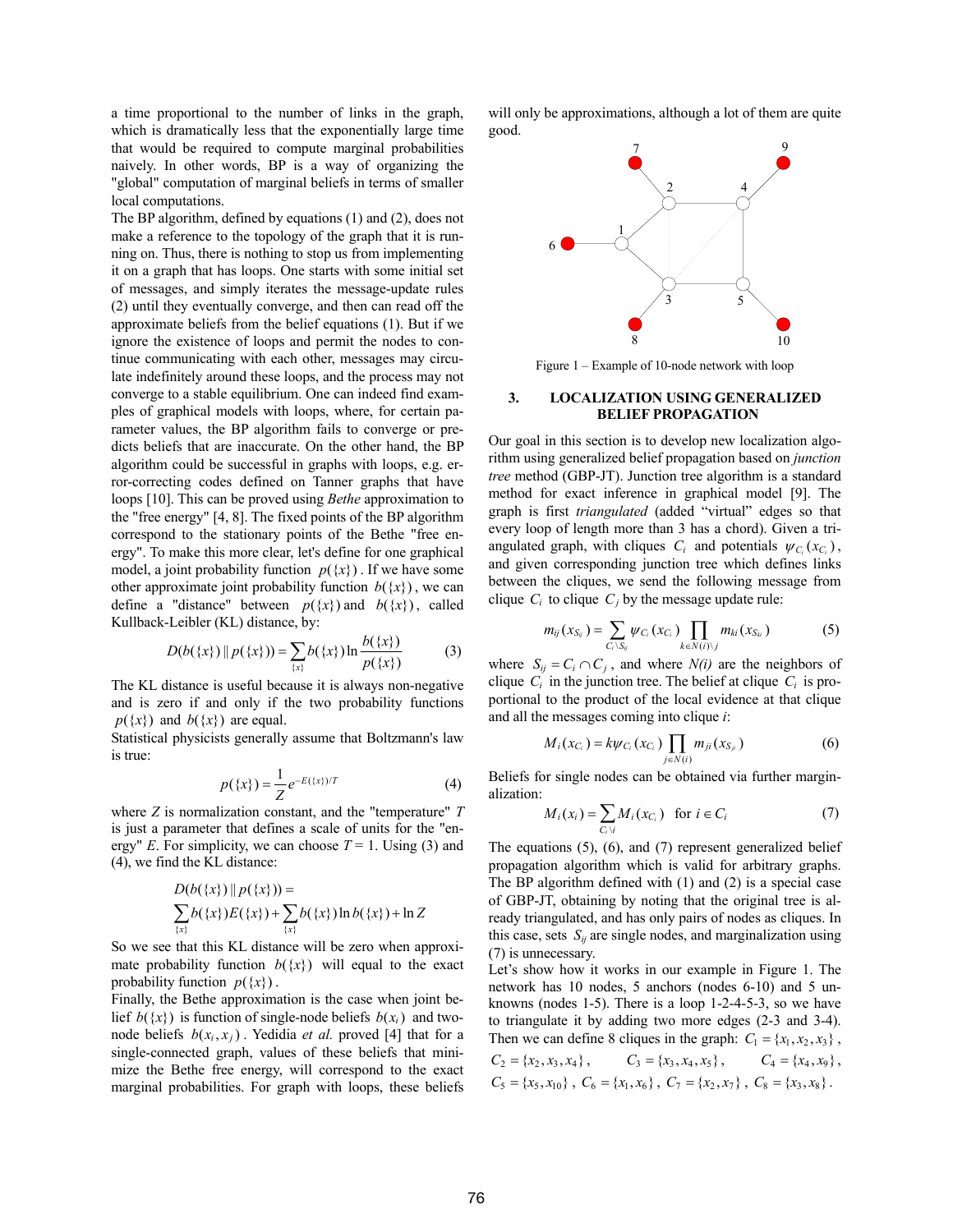a time proportional to the number of links in the graph, which is dramatically less that the exponentially large time that would be required to compute marginal probabilities naively. In other words, BP is a way of organizing the "global" computation of marginal beliefs in terms of smaller local computations.

The BP algorithm, defined by equations (1) and (2), does not make a reference to the topology of the graph that it is running on. Thus, there is nothing to stop us from implementing it on a graph that has loops. One starts with some initial set of messages, and simply iterates the message-update rules (2) until they eventually converge, and then can read off the approximate beliefs from the belief equations (1). But if we ignore the existence of loops and permit the nodes to continue communicating with each other, messages may circulate indefinitely around these loops, and the process may not converge to a stable equilibrium. One can indeed find examples of graphical models with loops, where, for certain parameter values, the BP algorithm fails to converge or predicts beliefs that are inaccurate. On the other hand, the BP algorithm could be successful in graphs with loops, e.g. error-correcting codes defined on Tanner graphs that have loops [10]. This can be proved using *Bethe* approximation to the "free energy" [4, 8]. The fixed points of the BP algorithm correspond to the stationary points of the Bethe "free energy". To make this more clear, let's define for one graphical model, a joint probability function $p(\{x\})$. If we have some other approximate joint probability function $b(\{x\})$, we can define a "distance" between $p(\{x\})$ and $b(\{x\})$, called Kullback-Leibler (KL) distance, by:

$$D(b(\{x\}) \| p(\{x\})) = \sum_{\{x\}} b(\{x\}) \ln \frac{b(\{x\})}{p(\{x\})} \tag{3}$$

The KL distance is useful because it is always non-negative and is zero if and only if the two probability functions $p(\{x\})$ and $b(\{x\})$ are equal.

Statistical physicists generally assume that Boltzmann's law is true:

$$p(\{x\}) = \frac{1}{Z} e^{-E(\{x\})/T} \tag{4}$$

where $Z$ is normalization constant, and the "temperature" $T$ is just a parameter that defines a scale of units for the "energy" $E$. For simplicity, we can choose $T = 1$. Using (3) and (4), we find the KL distance:

$$D(b(\{x\}) \| p(\{x\})) = \sum_{\{x\}} b(\{x\}) E(\{x\}) + \sum_{\{x\}} b(\{x\}) \ln b(\{x\}) + \ln Z$$

So we see that this KL distance will be zero when approximate probability function $b(\{x\})$ will equal to the exact probability function $p(\{x\})$.

Finally, the Bethe approximation is the case when joint belief $b(\{x\})$ is function of single-node beliefs $b(x_i)$ and two-node beliefs $b(x_i, x_j)$. Yedidia *et al.* proved [4] that for a single-connected graph, values of these beliefs that minimize the Bethe free energy, will correspond to the exact marginal probabilities. For graph with loops, these beliefs will only be approximations, although a lot of them are quite good.

Figure 1 – Example of 10-node network with loop

## 3. LOCALIZATION USING GENERALIZED BELIEF PROPAGATION

Our goal in this section is to develop new localization algorithm using generalized belief propagation based on *junction tree* method (GBP-JT). Junction tree algorithm is a standard method for exact inference in graphical model [9]. The graph is first *triangulated* (added "virtual" edges so that every loop of length more than 3 has a chord). Given a triangulated graph, with cliques $C_i$ and potentials $\psi_{C_i}(x_{C_i})$, and given corresponding junction tree which defines links between the cliques, we send the following message from clique $C_i$ to clique $C_j$ by the message update rule:

$$m_{ij}(x_{S_{ij}}) = \sum_{C_i \setminus S_{ij}} \psi_{C_i}(x_{C_i}) \prod_{k \in N(i) \setminus j} m_{ki}(x_{S_{ki}}) \tag{5}$$

where $S_{ij} = C_i \cap C_j$, and where *N(i)* are the neighbors of clique $C_i$ in the junction tree. The belief at clique $C_i$ is proportional to the product of the local evidence at that clique and all the messages coming into clique *i*:

$$M_i(x_{C_i}) = k \psi_{C_i}(x_{C_i}) \prod_{j \in N(i)} m_{ji}(x_{S_{ji}}) \tag{6}$$

Beliefs for single nodes can be obtained via further marginalization:

$$M_i(x_i) = \sum_{C_i \setminus i} M_i(x_{C_i}) \quad \text{for } i \in C_i \tag{7}$$

The equations (5), (6), and (7) represent generalized belief propagation algorithm which is valid for arbitrary graphs. The BP algorithm defined with (1) and (2) is a special case of GBP-JT, obtaining by noting that the original tree is already triangulated, and has only pairs of nodes as cliques. In this case, sets $S_{ij}$ are single nodes, and marginalization using (7) is unnecessary.

Let's show how it works in our example in Figure 1. The network has 10 nodes, 5 anchors (nodes 6-10) and 5 unknowns (nodes 1-5). There is a loop 1-2-4-5-3, so we have to triangulate it by adding two more edges (2-3 and 3-4). Then we can define 8 cliques in the graph: $C_1 = \{x_1, x_2, x_3\}$, $C_2 = \{x_2, x_3, x_4\}$, $C_3 = \{x_3, x_4, x_5\}$, $C_4 = \{x_4, x_9\}$, $C_5 = \{x_5, x_{10}\}$, $C_6 = \{x_1, x_6\}$, $C_7 = \{x_2, x_7\}$, $C_8 = \{x_3, x_8\}$.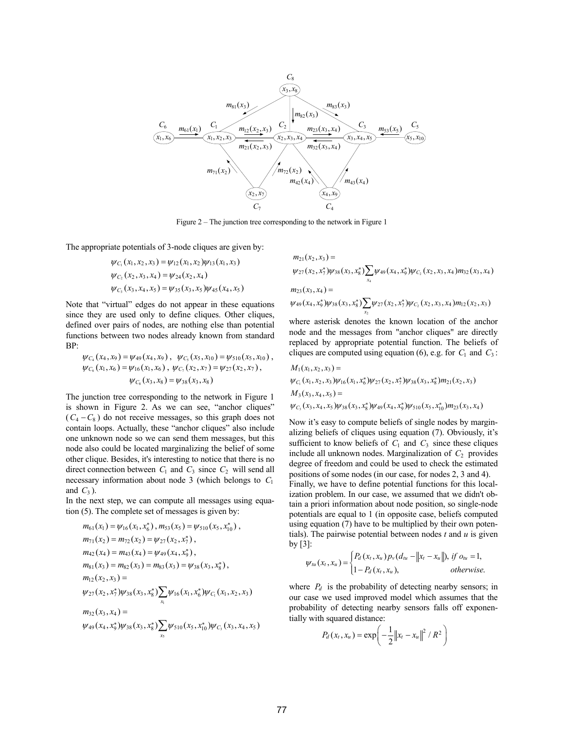Figure 2 – The junction tree corresponding to the network in Figure 1

The appropriate potentials of 3-node cliques are given by:

$$\psi_{C_1}(x_1,x_2,x_3)=\psi_{12}(x_1,x_2)\psi_{13}(x_1,x_3)$$
$$\psi_{C_2}(x_2,x_3,x_4)=\psi_{24}(x_2,x_4)$$
$$\psi_{C_3}(x_3,x_4,x_5)=\psi_{35}(x_3,x_5)\psi_{45}(x_4,x_5)$$

Note that "virtual" edges do not appear in these equations since they are used only to define cliques. Other cliques, defined over pairs of nodes, are nothing else than potential functions between two nodes already known from standard BP:

$$\psi_{C_4}(x_4,x_9)=\psi_{49}(x_4,x_9),\ \ \psi_{C_5}(x_5,x_{10})=\psi_{510}(x_5,x_{10}),$$
$$\psi_{C_6}(x_1,x_6)=\psi_{16}(x_1,x_6),\ \ \psi_{C_7}(x_2,x_7)=\psi_{27}(x_2,x_7),$$
$$\psi_{C_8}(x_3,x_8)=\psi_{38}(x_3,x_8)$$

The junction tree corresponding to the network in Figure 1 is shown in Figure 2. As we can see, "anchor cliques" ($C_4-C_8$) do not receive messages, so this graph does not contain loops. Actually, these "anchor cliques" also include one unknown node so we can send them messages, but this node also could be located marginalizing the belief of some other clique. Besides, it's interesting to notice that there is no direct connection between $C_1$ and $C_3$ since $C_2$ will send all necessary information about node 3 (which belongs to $C_1$ and $C_3$).

In the next step, we can compute all messages using equation (5). The complete set of messages is given by:

$$m_{61}(x_1)=\psi_{16}(x_1,x_6^*),\ m_{53}(x_5)=\psi_{510}(x_5,x_{10}^*),$$
$$m_{71}(x_2)=m_{72}(x_2)=\psi_{27}(x_2,x_7^*),$$
$$m_{42}(x_4)=m_{43}(x_4)=\psi_{49}(x_4,x_9^*),$$
$$m_{81}(x_3)=m_{82}(x_3)=m_{83}(x_3)=\psi_{38}(x_3,x_8^*),$$
$$m_{12}(x_2,x_3)=$$
$$\psi_{27}(x_2,x_7^*)\psi_{38}(x_3,x_8^*)\sum_{x_1}\psi_{16}(x_1,x_6^*)\psi_{C_1}(x_1,x_2,x_3)$$
$$m_{32}(x_3,x_4)=$$
$$\psi_{49}(x_4,x_9^*)\psi_{38}(x_3,x_8^*)\sum_{x_5}\psi_{510}(x_5,x_{10}^*)\psi_{C_3}(x_3,x_4,x_5)$$
$$m_{21}(x_2,x_3)=$$
$$\psi_{27}(x_2,x_7^*)\psi_{38}(x_3,x_8^*)\sum_{x_4}\psi_{49}(x_4,x_9^*)\psi_{C_2}(x_2,x_3,x_4)m_{32}(x_3,x_4)$$
$$m_{23}(x_3,x_4)=$$
$$\psi_{49}(x_4,x_9^*)\psi_{38}(x_3,x_8^*)\sum_{x_2}\psi_{27}(x_2,x_7^*)\psi_{C_2}(x_2,x_3,x_4)m_{12}(x_2,x_3)$$

where asterisk denotes the known location of the anchor node and the messages from "anchor cliques" are directly replaced by appropriate potential function. The beliefs of cliques are computed using equation (6), e.g. for $C_1$ and $C_3$:

$$M_1(x_1,x_2,x_3)=$$
$$\psi_{C_1}(x_1,x_2,x_3)\psi_{16}(x_1,x_6^*)\psi_{27}(x_2,x_7^*)\psi_{38}(x_3,x_8^*)m_{21}(x_2,x_3)$$
$$M_3(x_3,x_4,x_5)=$$
$$\psi_{C_3}(x_3,x_4,x_5)\psi_{38}(x_3,x_8^*)\psi_{49}(x_4,x_9^*)\psi_{510}(x_5,x_{10}^*)m_{23}(x_3,x_4)$$

Now it's easy to compute beliefs of single nodes by marginalizing beliefs of cliques using equation (7). Obviously, it's sufficient to know beliefs of $C_1$ and $C_3$ since these cliques include all unknown nodes. Marginalization of $C_2$ provides degree of freedom and could be used to check the estimated positions of some nodes (in our case, for nodes 2, 3 and 4).

Finally, we have to define potential functions for this localization problem. In our case, we assumed that we didn't obtain a priori information about node position, so single-node potentials are equal to 1 (in opposite case, beliefs computed using equation (7) have to be multiplied by their own potentials). The pairwise potential between nodes *t* and *u* is given by [3]:

$$\psi_{tu}(x_t,x_u)=\begin{cases}P_d(x_t,x_u)\,p_v(d_{tu}-\|x_t-x_u\|), & if\ o_{tu}=1,\\ 1-P_d(x_t,x_u), & otherwise.\end{cases}$$

where $P_d$ is the probability of detecting nearby sensors; in our case we used improved model which assumes that the probability of detecting nearby sensors falls off exponentially with squared distance:

$$P_d(x_t,x_u)=\exp\left(-\frac{1}{2}\|x_t-x_u\|^2/R^2\right)$$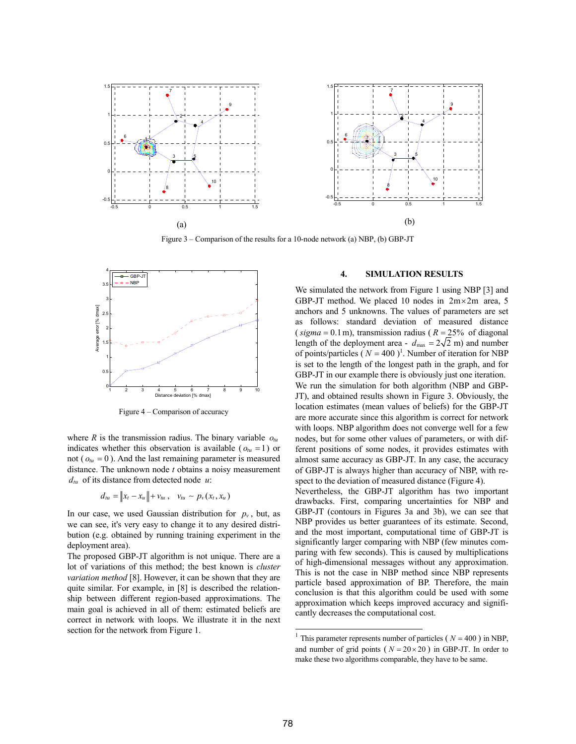Figure 3 – Comparison of the results for a 10-node network (a) NBP, (b) GBP-JT

Figure 4 – Comparison of accuracy

where $R$ is the transmission radius. The binary variable $o_{tu}$ indicates whether this observation is available ( $o_{tu} = 1$ ) or not ( $o_{tu} = 0$ ). And the last remaining parameter is measured distance. The unknown node $t$ obtains a noisy measurement $d_{tu}$ of its distance from detected node $u$:

$$d_{tu} = \| x_t - x_u \| + v_{tu} , \quad v_{tu} \sim p_v(x_t, x_u)$$

In our case, we used Gaussian distribution for $p_v$, but, as we can see, it's very easy to change it to any desired distribution (e.g. obtained by running training experiment in the deployment area).

The proposed GBP-JT algorithm is not unique. There are a lot of variations of this method; the best known is *cluster variation method* [8]. However, it can be shown that they are quite similar. For example, in [8] is described the relationship between different region-based approximations. The main goal is achieved in all of them: estimated beliefs are correct in network with loops. We illustrate it in the next section for the network from Figure 1.

## 4. SIMULATION RESULTS

We simulated the network from Figure 1 using NBP [3] and GBP-JT method. We placed 10 nodes in $2\text{m} \times 2\text{m}$ area, 5 anchors and 5 unknowns. The values of parameters are set as follows: standard deviation of measured distance ( $sigma = 0.1\,\text{m}$ ), transmission radius ( $R = 25\%$ of diagonal length of the deployment area - $d_{\max} = 2\sqrt{2}$ m) and number of points/particles ( $N = 400$ )[1]. Number of iteration for NBP is set to the length of the longest path in the graph, and for GBP-JT in our example there is obviously just one iteration. We run the simulation for both algorithm (NBP and GBP-JT), and obtained results shown in Figure 3. Obviously, the location estimates (mean values of beliefs) for the GBP-JT are more accurate since this algorithm is correct for network with loops. NBP algorithm does not converge well for a few nodes, but for some other values of parameters, or with different positions of some nodes, it provides estimates with almost same accuracy as GBP-JT. In any case, the accuracy of GBP-JT is always higher than accuracy of NBP, with respect to the deviation of measured distance (Figure 4).

Nevertheless, the GBP-JT algorithm has two important drawbacks. First, comparing uncertainties for NBP and GBP-JT (contours in Figures 3a and 3b), we can see that NBP provides us better guarantees of its estimate. Second, and the most important, computational time of GBP-JT is significantly larger comparing with NBP (few minutes comparing with few seconds). This is caused by multiplications of high-dimensional messages without any approximation. This is not the case in NBP method since NBP represents particle based approximation of BP. Therefore, the main conclusion is that this algorithm could be used with some approximation which keeps improved accuracy and significantly decreases the computational cost.

[1] This parameter represents number of particles ( $N = 400$ ) in NBP, and number of grid points ( $N = 20 \times 20$ ) in GBP-JT. In order to make these two algorithms comparable, they have to be same.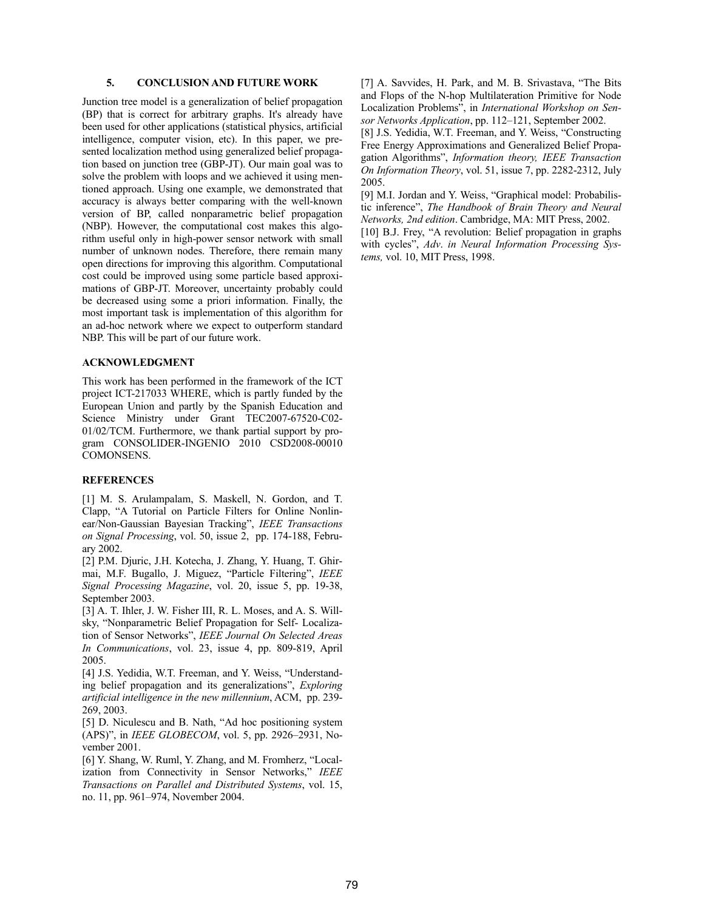## 5. CONCLUSION AND FUTURE WORK

Junction tree model is a generalization of belief propagation (BP) that is correct for arbitrary graphs. It's already have been used for other applications (statistical physics, artificial intelligence, computer vision, etc). In this paper, we presented localization method using generalized belief propagation based on junction tree (GBP-JT). Our main goal was to solve the problem with loops and we achieved it using mentioned approach. Using one example, we demonstrated that accuracy is always better comparing with the well-known version of BP, called nonparametric belief propagation (NBP). However, the computational cost makes this algorithm useful only in high-power sensor network with small number of unknown nodes. Therefore, there remain many open directions for improving this algorithm. Computational cost could be improved using some particle based approximations of GBP-JT. Moreover, uncertainty probably could be decreased using some a priori information. Finally, the most important task is implementation of this algorithm for an ad-hoc network where we expect to outperform standard NBP. This will be part of our future work.

## ACKNOWLEDGMENT

This work has been performed in the framework of the ICT project ICT-217033 WHERE, which is partly funded by the European Union and partly by the Spanish Education and Science Ministry under Grant TEC2007-67520-C02-01/02/TCM. Furthermore, we thank partial support by program CONSOLIDER-INGENIO 2010 CSD2008-00010 COMONSENS.

## REFERENCES

[1] M. S. Arulampalam, S. Maskell, N. Gordon, and T. Clapp, "A Tutorial on Particle Filters for Online Nonlinear/Non-Gaussian Bayesian Tracking", *IEEE Transactions on Signal Processing*, vol. 50, issue 2, pp. 174-188, February 2002.

[2] P.M. Djuric, J.H. Kotecha, J. Zhang, Y. Huang, T. Ghirmai, M.F. Bugallo, J. Miguez, "Particle Filtering", *IEEE Signal Processing Magazine*, vol. 20, issue 5, pp. 19-38, September 2003.

[3] A. T. Ihler, J. W. Fisher III, R. L. Moses, and A. S. Willsky, "Nonparametric Belief Propagation for Self- Localization of Sensor Networks", *IEEE Journal On Selected Areas In Communications*, vol. 23, issue 4, pp. 809-819, April 2005.

[4] J.S. Yedidia, W.T. Freeman, and Y. Weiss, "Understanding belief propagation and its generalizations", *Exploring artificial intelligence in the new millennium*, ACM, pp. 239-269, 2003.

[5] D. Niculescu and B. Nath, "Ad hoc positioning system (APS)", in *IEEE GLOBECOM*, vol. 5, pp. 2926–2931, November 2001.

[6] Y. Shang, W. Ruml, Y. Zhang, and M. Fromherz, "Localization from Connectivity in Sensor Networks," *IEEE Transactions on Parallel and Distributed Systems*, vol. 15, no. 11, pp. 961–974, November 2004.

[7] A. Savvides, H. Park, and M. B. Srivastava, "The Bits and Flops of the N-hop Multilateration Primitive for Node Localization Problems", in *International Workshop on Sensor Networks Application*, pp. 112–121, September 2002.

[8] J.S. Yedidia, W.T. Freeman, and Y. Weiss, "Constructing Free Energy Approximations and Generalized Belief Propagation Algorithms", *Information theory, IEEE Transaction On Information Theory*, vol. 51, issue 7, pp. 2282-2312, July 2005.

[9] M.I. Jordan and Y. Weiss, "Graphical model: Probabilistic inference", *The Handbook of Brain Theory and Neural Networks, 2nd edition*. Cambridge, MA: MIT Press, 2002.

[10] B.J. Frey, "A revolution: Belief propagation in graphs with cycles", *Adv. in Neural Information Processing Systems,* vol. 10, MIT Press, 1998.